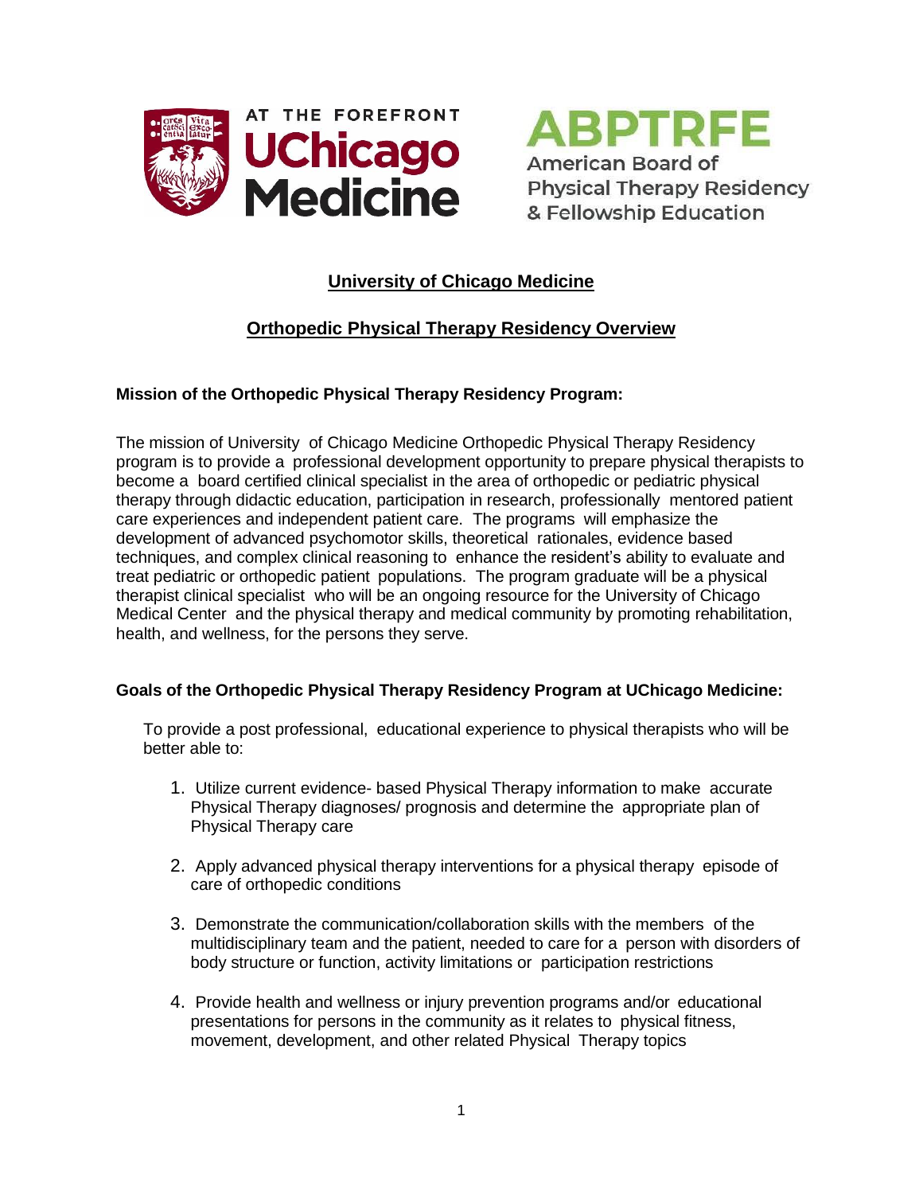AT THE FOREFRONT
UChicago Medicine

ABPTRFE
American Board of Physical Therapy Residency & Fellowship Education

# University of Chicago Medicine

## Orthopedic Physical Therapy Residency Overview

**Mission of the Orthopedic Physical Therapy Residency Program:**

The mission of University of Chicago Medicine Orthopedic Physical Therapy Residency program is to provide a professional development opportunity to prepare physical therapists to become a board certified clinical specialist in the area of orthopedic or pediatric physical therapy through didactic education, participation in research, professionally mentored patient care experiences and independent patient care. The programs will emphasize the development of advanced psychomotor skills, theoretical rationales, evidence based techniques, and complex clinical reasoning to enhance the resident's ability to evaluate and treat pediatric or orthopedic patient populations. The program graduate will be a physical therapist clinical specialist who will be an ongoing resource for the University of Chicago Medical Center and the physical therapy and medical community by promoting rehabilitation, health, and wellness, for the persons they serve.

**Goals of the Orthopedic Physical Therapy Residency Program at UChicago Medicine:**

To provide a post professional, educational experience to physical therapists who will be better able to:

1. Utilize current evidence- based Physical Therapy information to make accurate Physical Therapy diagnoses/ prognosis and determine the appropriate plan of Physical Therapy care
2. Apply advanced physical therapy interventions for a physical therapy episode of care of orthopedic conditions
3. Demonstrate the communication/collaboration skills with the members of the multidisciplinary team and the patient, needed to care for a person with disorders of body structure or function, activity limitations or participation restrictions
4. Provide health and wellness or injury prevention programs and/or educational presentations for persons in the community as it relates to physical fitness, movement, development, and other related Physical Therapy topics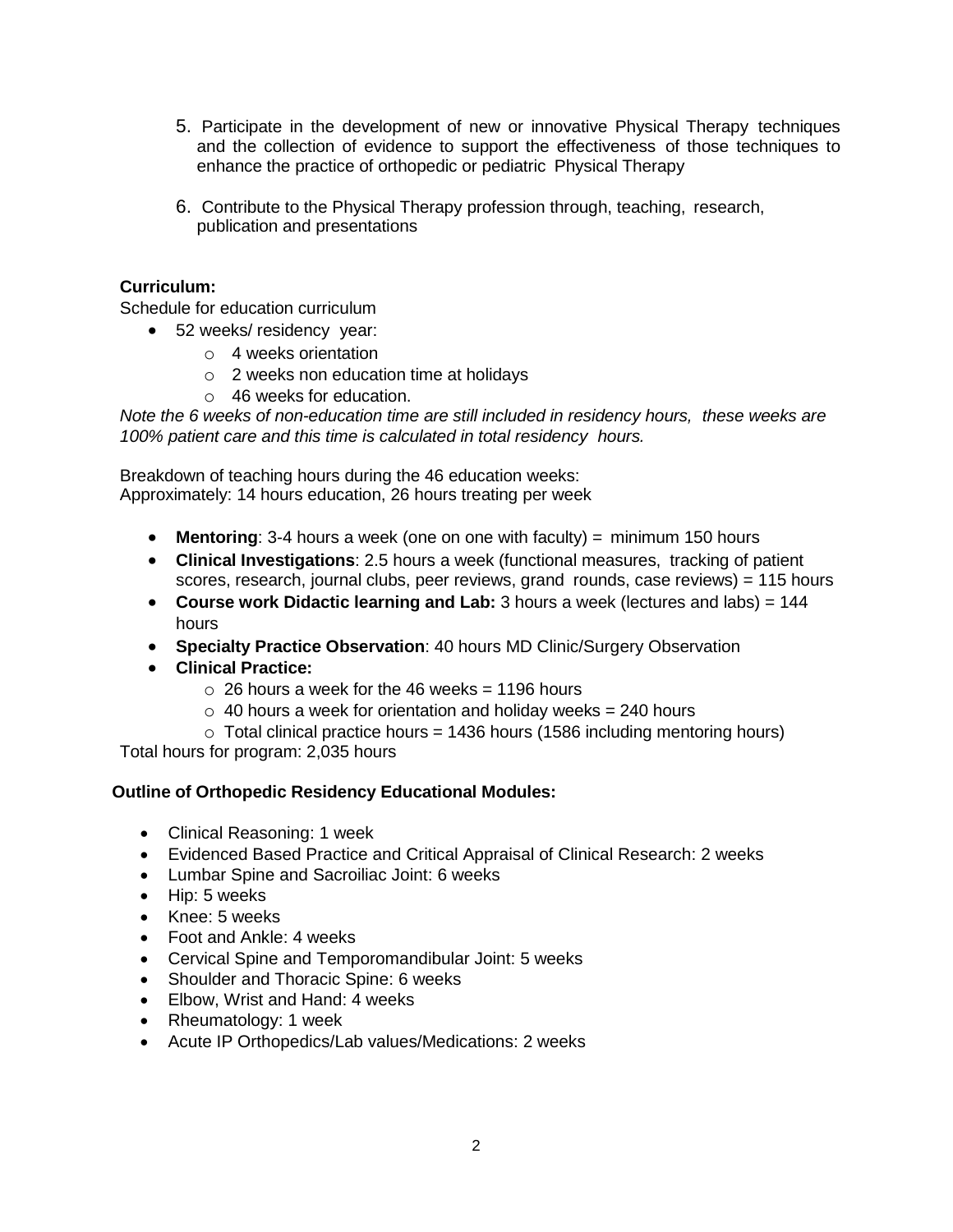5. Participate in the development of new or innovative Physical Therapy techniques and the collection of evidence to support the effectiveness of those techniques to enhance the practice of orthopedic or pediatric Physical Therapy

6. Contribute to the Physical Therapy profession through, teaching, research, publication and presentations

**Curriculum:**

Schedule for education curriculum

- 52 weeks/ residency year:
  - 4 weeks orientation
  - 2 weeks non education time at holidays
  - 46 weeks for education.

*Note the 6 weeks of non-education time are still included in residency hours, these weeks are 100% patient care and this time is calculated in total residency hours.*

Breakdown of teaching hours during the 46 education weeks:
Approximately: 14 hours education, 26 hours treating per week

- **Mentoring**: 3-4 hours a week (one on one with faculty) = minimum 150 hours
- **Clinical Investigations**: 2.5 hours a week (functional measures, tracking of patient scores, research, journal clubs, peer reviews, grand rounds, case reviews) = 115 hours
- **Course work Didactic learning and Lab:** 3 hours a week (lectures and labs) = 144 hours
- **Specialty Practice Observation**: 40 hours MD Clinic/Surgery Observation
- **Clinical Practice:**
  - 26 hours a week for the 46 weeks = 1196 hours
  - 40 hours a week for orientation and holiday weeks = 240 hours
  - Total clinical practice hours = 1436 hours (1586 including mentoring hours)

Total hours for program: 2,035 hours

**Outline of Orthopedic Residency Educational Modules:**

- Clinical Reasoning: 1 week
- Evidenced Based Practice and Critical Appraisal of Clinical Research: 2 weeks
- Lumbar Spine and Sacroiliac Joint: 6 weeks
- Hip: 5 weeks
- Knee: 5 weeks
- Foot and Ankle: 4 weeks
- Cervical Spine and Temporomandibular Joint: 5 weeks
- Shoulder and Thoracic Spine: 6 weeks
- Elbow, Wrist and Hand: 4 weeks
- Rheumatology: 1 week
- Acute IP Orthopedics/Lab values/Medications: 2 weeks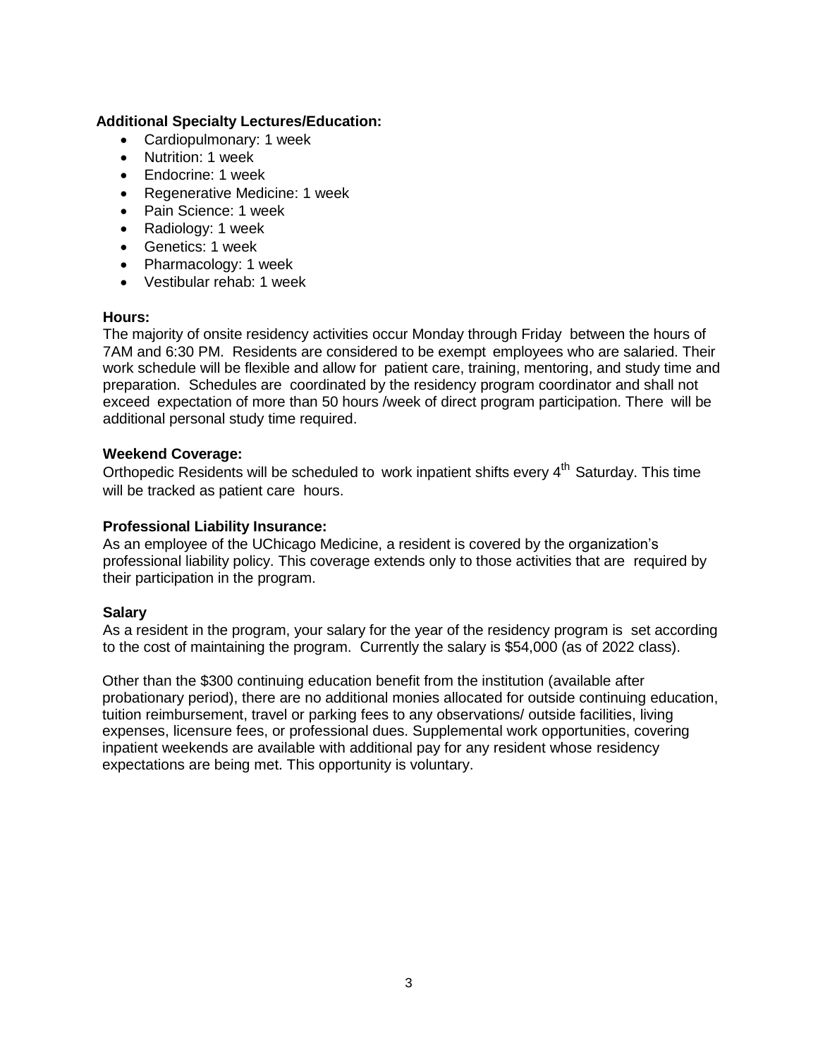**Additional Specialty Lectures/Education:**

- Cardiopulmonary: 1 week
- Nutrition: 1 week
- Endocrine: 1 week
- Regenerative Medicine: 1 week
- Pain Science: 1 week
- Radiology: 1 week
- Genetics: 1 week
- Pharmacology: 1 week
- Vestibular rehab: 1 week

**Hours:**

The majority of onsite residency activities occur Monday through Friday between the hours of 7AM and 6:30 PM. Residents are considered to be exempt employees who are salaried. Their work schedule will be flexible and allow for patient care, training, mentoring, and study time and preparation. Schedules are coordinated by the residency program coordinator and shall not exceed expectation of more than 50 hours /week of direct program participation. There will be additional personal study time required.

**Weekend Coverage:**

Orthopedic Residents will be scheduled to work inpatient shifts every 4th Saturday. This time will be tracked as patient care hours.

**Professional Liability Insurance:**

As an employee of the UChicago Medicine, a resident is covered by the organization's professional liability policy. This coverage extends only to those activities that are required by their participation in the program.

**Salary**

As a resident in the program, your salary for the year of the residency program is set according to the cost of maintaining the program. Currently the salary is $54,000 (as of 2022 class).

Other than the $300 continuing education benefit from the institution (available after probationary period), there are no additional monies allocated for outside continuing education, tuition reimbursement, travel or parking fees to any observations/ outside facilities, living expenses, licensure fees, or professional dues. Supplemental work opportunities, covering inpatient weekends are available with additional pay for any resident whose residency expectations are being met. This opportunity is voluntary.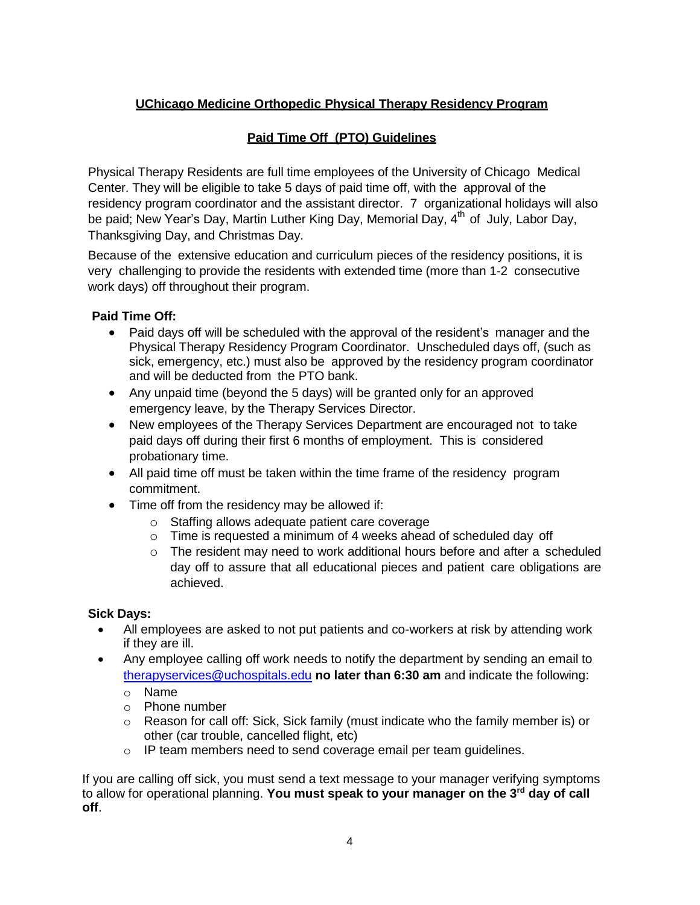## UChicago Medicine Orthopedic Physical Therapy Residency Program

## Paid Time Off (PTO) Guidelines

Physical Therapy Residents are full time employees of the University of Chicago Medical Center. They will be eligible to take 5 days of paid time off, with the approval of the residency program coordinator and the assistant director. 7 organizational holidays will also be paid; New Year's Day, Martin Luther King Day, Memorial Day, 4th of July, Labor Day, Thanksgiving Day, and Christmas Day.

Because of the extensive education and curriculum pieces of the residency positions, it is very challenging to provide the residents with extended time (more than 1-2 consecutive work days) off throughout their program.

**Paid Time Off:**

- Paid days off will be scheduled with the approval of the resident's manager and the Physical Therapy Residency Program Coordinator. Unscheduled days off, (such as sick, emergency, etc.) must also be approved by the residency program coordinator and will be deducted from the PTO bank.
- Any unpaid time (beyond the 5 days) will be granted only for an approved emergency leave, by the Therapy Services Director.
- New employees of the Therapy Services Department are encouraged not to take paid days off during their first 6 months of employment. This is considered probationary time.
- All paid time off must be taken within the time frame of the residency program commitment.
- Time off from the residency may be allowed if:
  - Staffing allows adequate patient care coverage
  - Time is requested a minimum of 4 weeks ahead of scheduled day off
  - The resident may need to work additional hours before and after a scheduled day off to assure that all educational pieces and patient care obligations are achieved.

**Sick Days:**

- All employees are asked to not put patients and co-workers at risk by attending work if they are ill.
- Any employee calling off work needs to notify the department by sending an email to therapyservices@uchospitals.edu **no later than 6:30 am** and indicate the following:
  - Name
  - Phone number
  - Reason for call off: Sick, Sick family (must indicate who the family member is) or other (car trouble, cancelled flight, etc)
  - IP team members need to send coverage email per team guidelines.

If you are calling off sick, you must send a text message to your manager verifying symptoms to allow for operational planning. **You must speak to your manager on the 3rd day of call off**.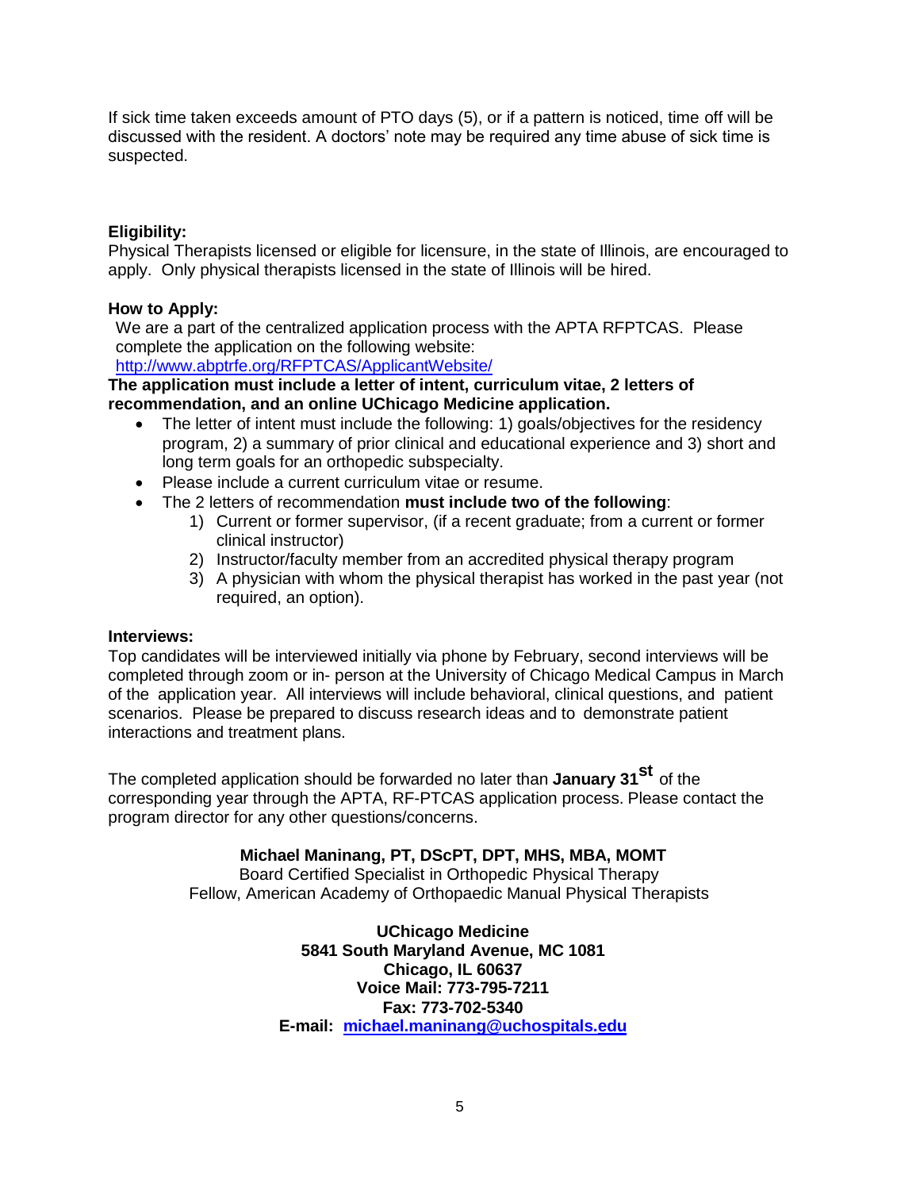If sick time taken exceeds amount of PTO days (5), or if a pattern is noticed, time off will be discussed with the resident. A doctors' note may be required any time abuse of sick time is suspected.

**Eligibility:**
Physical Therapists licensed or eligible for licensure, in the state of Illinois, are encouraged to apply. Only physical therapists licensed in the state of Illinois will be hired.

**How to Apply:**
We are a part of the centralized application process with the APTA RFPTCAS. Please complete the application on the following website:
http://www.abptrfe.org/RFPTCAS/ApplicantWebsite/

**The application must include a letter of intent, curriculum vitae, 2 letters of recommendation, and an online UChicago Medicine application.**

- The letter of intent must include the following: 1) goals/objectives for the residency program, 2) a summary of prior clinical and educational experience and 3) short and long term goals for an orthopedic subspecialty.
- Please include a current curriculum vitae or resume.
- The 2 letters of recommendation **must include two of the following**:
  1) Current or former supervisor, (if a recent graduate; from a current or former clinical instructor)
  2) Instructor/faculty member from an accredited physical therapy program
  3) A physician with whom the physical therapist has worked in the past year (not required, an option).

**Interviews:**
Top candidates will be interviewed initially via phone by February, second interviews will be completed through zoom or in- person at the University of Chicago Medical Campus in March of the application year. All interviews will include behavioral, clinical questions, and patient scenarios. Please be prepared to discuss research ideas and to demonstrate patient interactions and treatment plans.

The completed application should be forwarded no later than **January 31st** of the corresponding year through the APTA, RF-PTCAS application process. Please contact the program director for any other questions/concerns.

**Michael Maninang, PT, DScPT, DPT, MHS, MBA, MOMT**
Board Certified Specialist in Orthopedic Physical Therapy
Fellow, American Academy of Orthopaedic Manual Physical Therapists

**UChicago Medicine**
**5841 South Maryland Avenue, MC 1081**
**Chicago, IL 60637**
**Voice Mail: 773-795-7211**
**Fax: 773-702-5340**
**E-mail: michael.maninang@uchospitals.edu**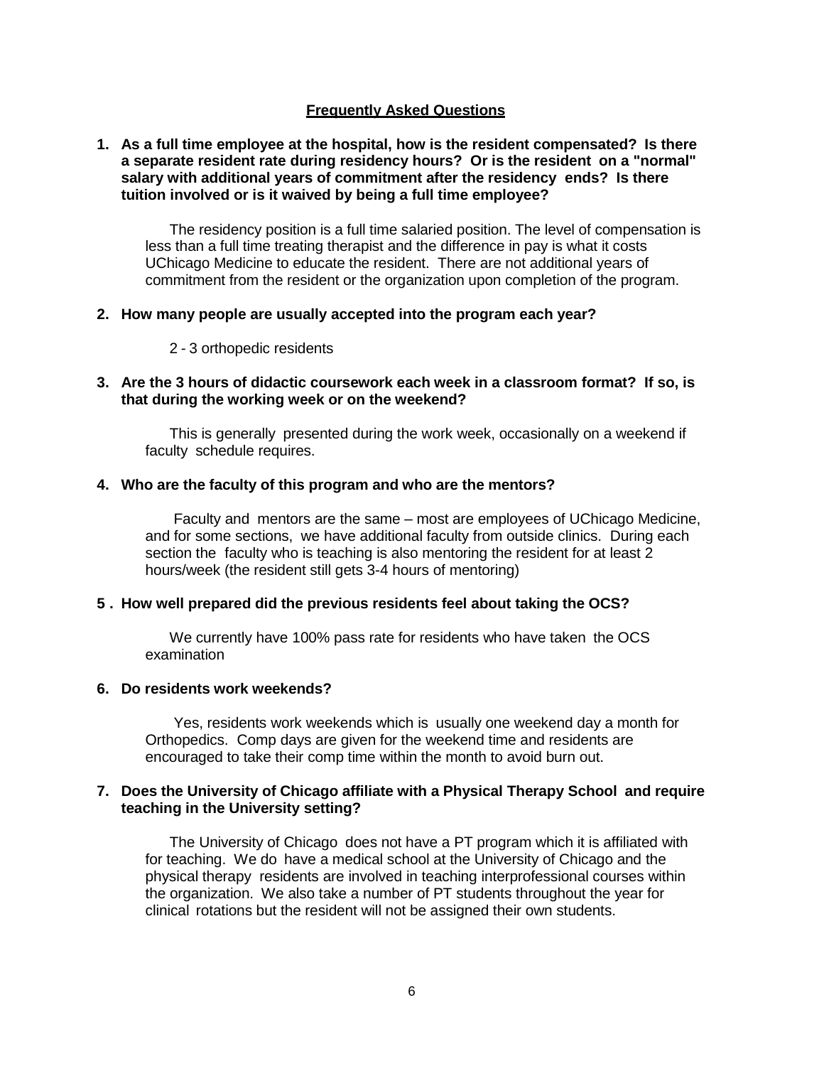## Frequently Asked Questions

1. **As a full time employee at the hospital, how is the resident compensated? Is there a separate resident rate during residency hours? Or is the resident on a "normal" salary with additional years of commitment after the residency ends? Is there tuition involved or is it waived by being a full time employee?**

   The residency position is a full time salaried position. The level of compensation is less than a full time treating therapist and the difference in pay is what it costs UChicago Medicine to educate the resident. There are not additional years of commitment from the resident or the organization upon completion of the program.

2. **How many people are usually accepted into the program each year?**

   2 - 3 orthopedic residents

3. **Are the 3 hours of didactic coursework each week in a classroom format? If so, is that during the working week or on the weekend?**

   This is generally presented during the work week, occasionally on a weekend if faculty schedule requires.

4. **Who are the faculty of this program and who are the mentors?**

   Faculty and mentors are the same – most are employees of UChicago Medicine, and for some sections, we have additional faculty from outside clinics. During each section the faculty who is teaching is also mentoring the resident for at least 2 hours/week (the resident still gets 3-4 hours of mentoring)

5. **How well prepared did the previous residents feel about taking the OCS?**

   We currently have 100% pass rate for residents who have taken the OCS examination

6. **Do residents work weekends?**

   Yes, residents work weekends which is usually one weekend day a month for Orthopedics. Comp days are given for the weekend time and residents are encouraged to take their comp time within the month to avoid burn out.

7. **Does the University of Chicago affiliate with a Physical Therapy School and require teaching in the University setting?**

   The University of Chicago does not have a PT program which it is affiliated with for teaching. We do have a medical school at the University of Chicago and the physical therapy residents are involved in teaching interprofessional courses within the organization. We also take a number of PT students throughout the year for clinical rotations but the resident will not be assigned their own students.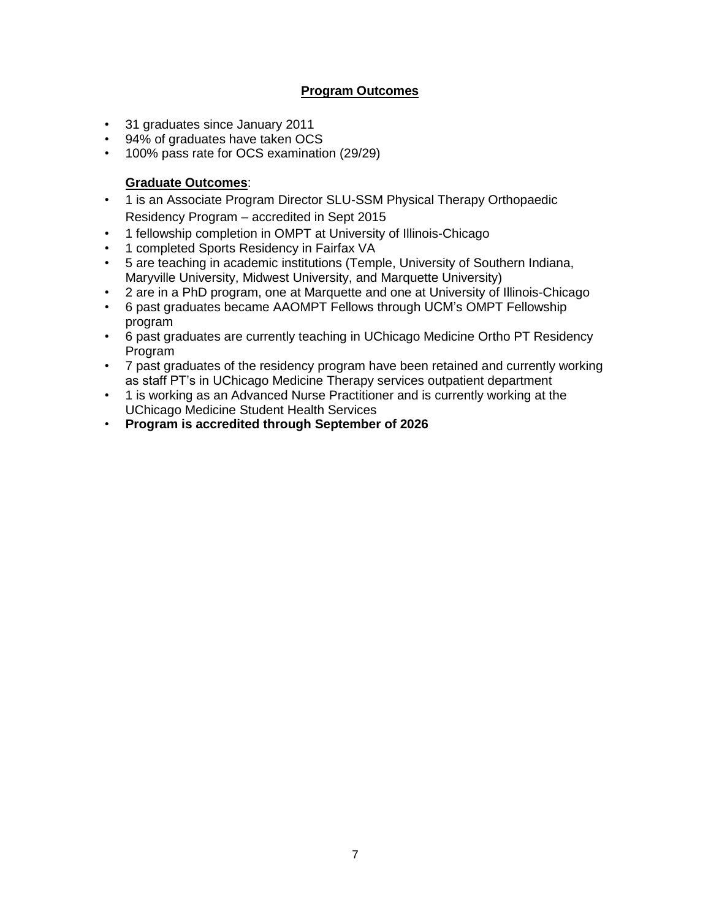## Program Outcomes

- 31 graduates since January 2011
- 94% of graduates have taken OCS
- 100% pass rate for OCS examination (29/29)

### Graduate Outcomes:

- 1 is an Associate Program Director SLU-SSM Physical Therapy Orthopaedic Residency Program – accredited in Sept 2015
- 1 fellowship completion in OMPT at University of Illinois-Chicago
- 1 completed Sports Residency in Fairfax VA
- 5 are teaching in academic institutions (Temple, University of Southern Indiana, Maryville University, Midwest University, and Marquette University)
- 2 are in a PhD program, one at Marquette and one at University of Illinois-Chicago
- 6 past graduates became AAOMPT Fellows through UCM's OMPT Fellowship program
- 6 past graduates are currently teaching in UChicago Medicine Ortho PT Residency Program
- 7 past graduates of the residency program have been retained and currently working as staff PT's in UChicago Medicine Therapy services outpatient department
- 1 is working as an Advanced Nurse Practitioner and is currently working at the UChicago Medicine Student Health Services
- **Program is accredited through September of 2026**